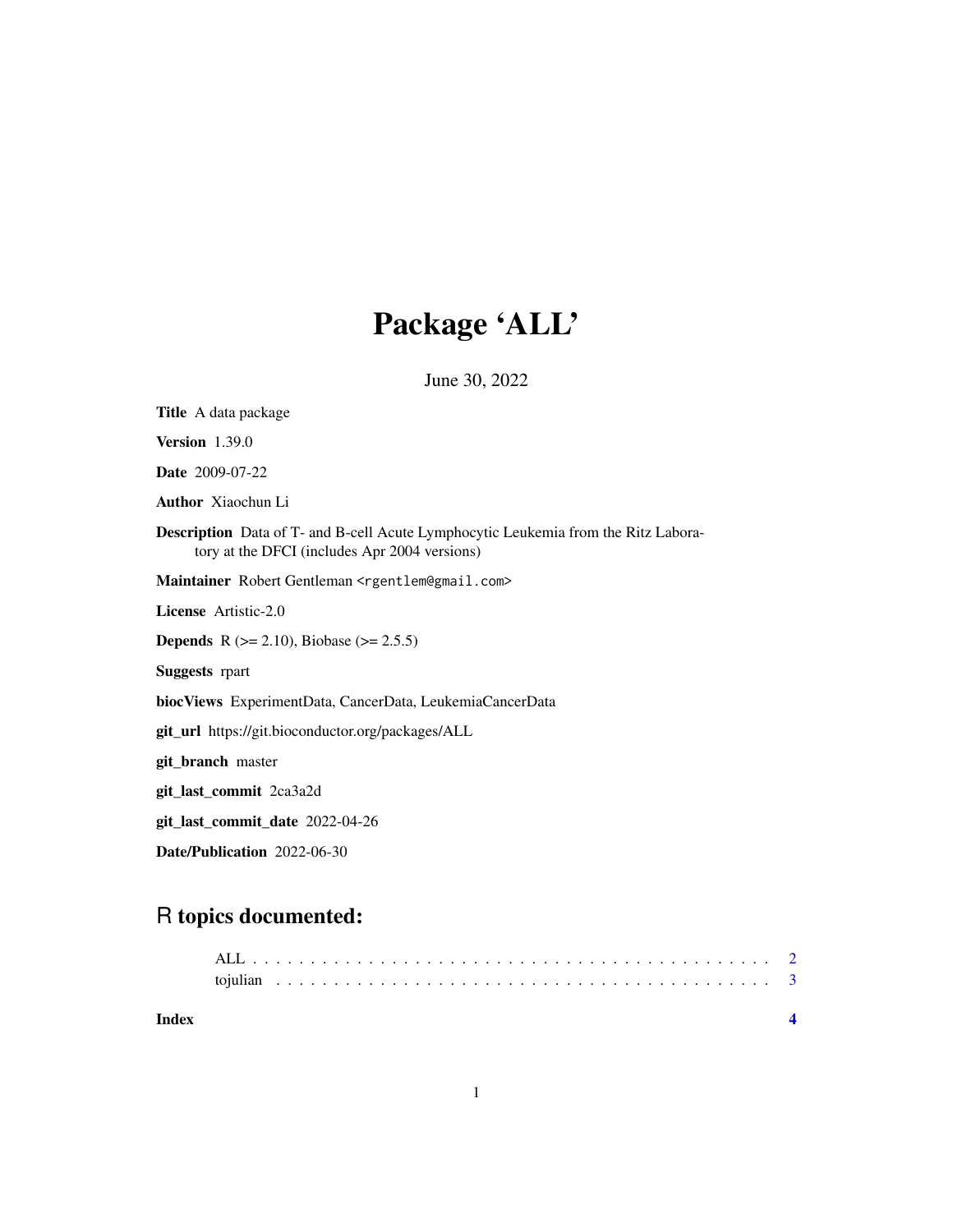# Package 'ALL'

June 30, 2022

**Title** A data package

**Version** 1.39.0

**Date** 2009-07-22

**Author** Xiaochun Li

**Description** Data of T- and B-cell Acute Lymphocytic Leukemia from the Ritz Laboratory at the DFCI (includes Apr 2004 versions)

**Maintainer** Robert Gentleman <rgentlem@gmail.com>

**License** Artistic-2.0

**Depends** R (>= 2.10), Biobase (>= 2.5.5)

**Suggests** rpart

**biocViews** ExperimentData, CancerData, LeukemiaCancerData

**git_url** https://git.bioconductor.org/packages/ALL

**git_branch** master

**git_last_commit** 2ca3a2d

**git_last_commit_date** 2022-04-26

**Date/Publication** 2022-06-30

## R topics documented:

ALL . . . . . . . . . . . . . . . . . . . . . . . . . . . . . . . . . . . . . . . . . . 2
tojulian . . . . . . . . . . . . . . . . . . . . . . . . . . . . . . . . . . . . . . . . 3

**Index** **4**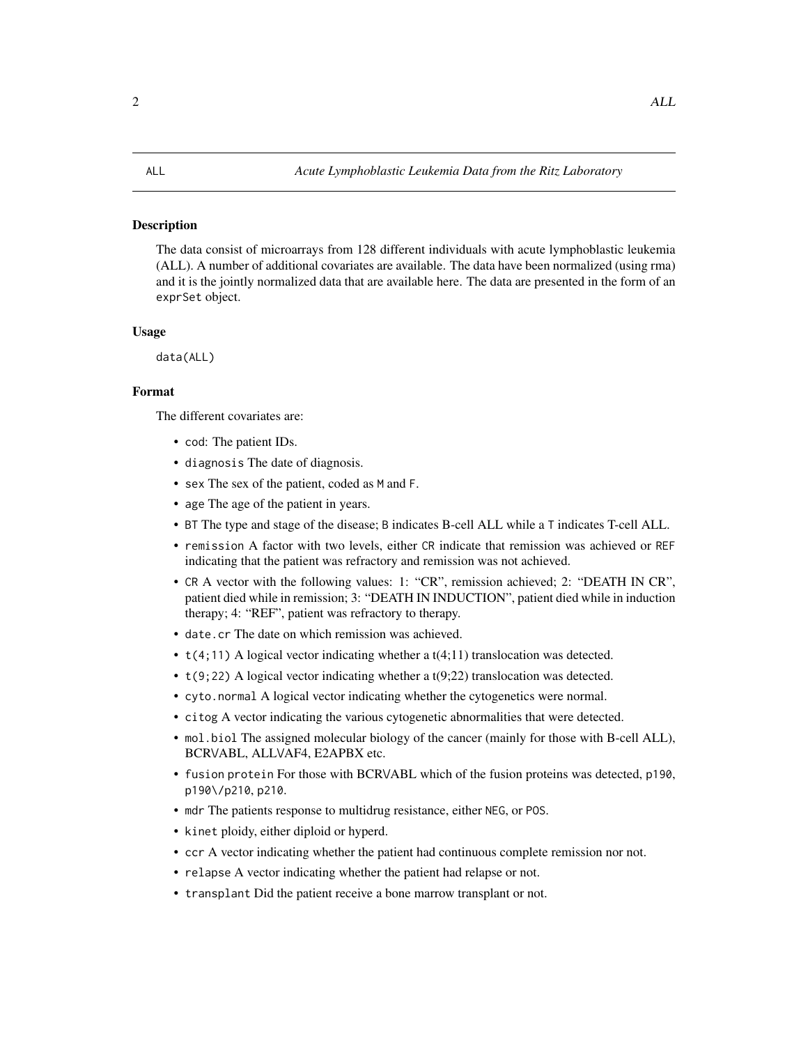# ALL — *Acute Lymphoblastic Leukemia Data from the Ritz Laboratory*

## Description

The data consist of microarrays from 128 different individuals with acute lymphoblastic leukemia (ALL). A number of additional covariates are available. The data have been normalized (using rma) and it is the jointly normalized data that are available here. The data are presented in the form of an `exprSet` object.

## Usage

```
data(ALL)
```

## Format

The different covariates are:

- `cod`: The patient IDs.
- `diagnosis` The date of diagnosis.
- `sex` The sex of the patient, coded as `M` and `F`.
- `age` The age of the patient in years.
- `BT` The type and stage of the disease; `B` indicates B-cell ALL while a `T` indicates T-cell ALL.
- `remission` A factor with two levels, either `CR` indicate that remission was achieved or `REF` indicating that the patient was refractory and remission was not achieved.
- `CR` A vector with the following values: 1: "CR", remission achieved; 2: "DEATH IN CR", patient died while in remission; 3: "DEATH IN INDUCTION", patient died while in induction therapy; 4: "REF", patient was refractory to therapy.
- `date.cr` The date on which remission was achieved.
- `t(4;11)` A logical vector indicating whether a t(4;11) translocation was detected.
- `t(9;22)` A logical vector indicating whether a t(9;22) translocation was detected.
- `cyto.normal` A logical vector indicating whether the cytogenetics were normal.
- `citog` A vector indicating the various cytogenetic abnormalities that were detected.
- `mol.biol` The assigned molecular biology of the cancer (mainly for those with B-cell ALL), BCR\/ABL, ALL\/AF4, E2APBX etc.
- `fusion protein` For those with BCR\/ABL which of the fusion proteins was detected, `p190`, `p190\/p210`, `p210`.
- `mdr` The patients response to multidrug resistance, either `NEG`, or `POS`.
- `kinet` ploidy, either diploid or hyperd.
- `ccr` A vector indicating whether the patient had continuous complete remission nor not.
- `relapse` A vector indicating whether the patient had relapse or not.
- `transplant` Did the patient receive a bone marrow transplant or not.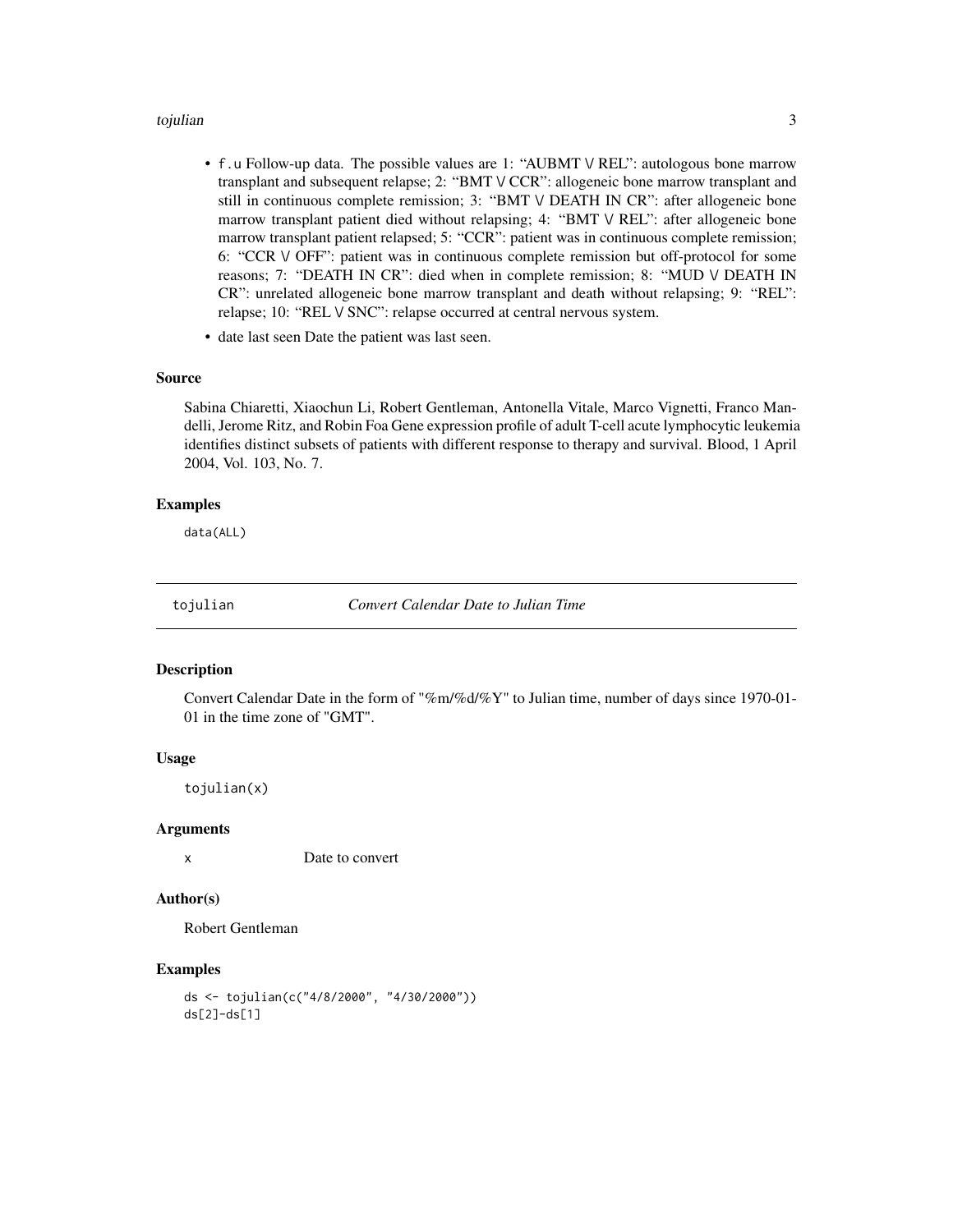- `f.u` Follow-up data. The possible values are 1: “AUBMT \/ REL”: autologous bone marrow transplant and subsequent relapse; 2: “BMT \/ CCR”: allogeneic bone marrow transplant and still in continuous complete remission; 3: “BMT \/ DEATH IN CR”: after allogeneic bone marrow transplant patient died without relapsing; 4: “BMT \/ REL”: after allogeneic bone marrow transplant patient relapsed; 5: “CCR”: patient was in continuous complete remission; 6: “CCR \/ OFF”: patient was in continuous complete remission but off-protocol for some reasons; 7: “DEATH IN CR”: died when in complete remission; 8: “MUD \/ DEATH IN CR”: unrelated allogeneic bone marrow transplant and death without relapsing; 9: “REL”: relapse; 10: “REL \/ SNC”: relapse occurred at central nervous system.
- date last seen Date the patient was last seen.

### Source

Sabina Chiaretti, Xiaochun Li, Robert Gentleman, Antonella Vitale, Marco Vignetti, Franco Mandelli, Jerome Ritz, and Robin Foa Gene expression profile of adult T-cell acute lymphocytic leukemia identifies distinct subsets of patients with different response to therapy and survival. Blood, 1 April 2004, Vol. 103, No. 7.

### Examples

```
data(ALL)
```

---

## tojulian — *Convert Calendar Date to Julian Time*

### Description

Convert Calendar Date in the form of "%m/%d/%Y" to Julian time, number of days since 1970-01-01 in the time zone of "GMT".

### Usage

```
tojulian(x)
```

### Arguments

| | |
|---|---|
| x | Date to convert |

### Author(s)

Robert Gentleman

### Examples

```
ds <- tojulian(c("4/8/2000", "4/30/2000"))
ds[2]-ds[1]
```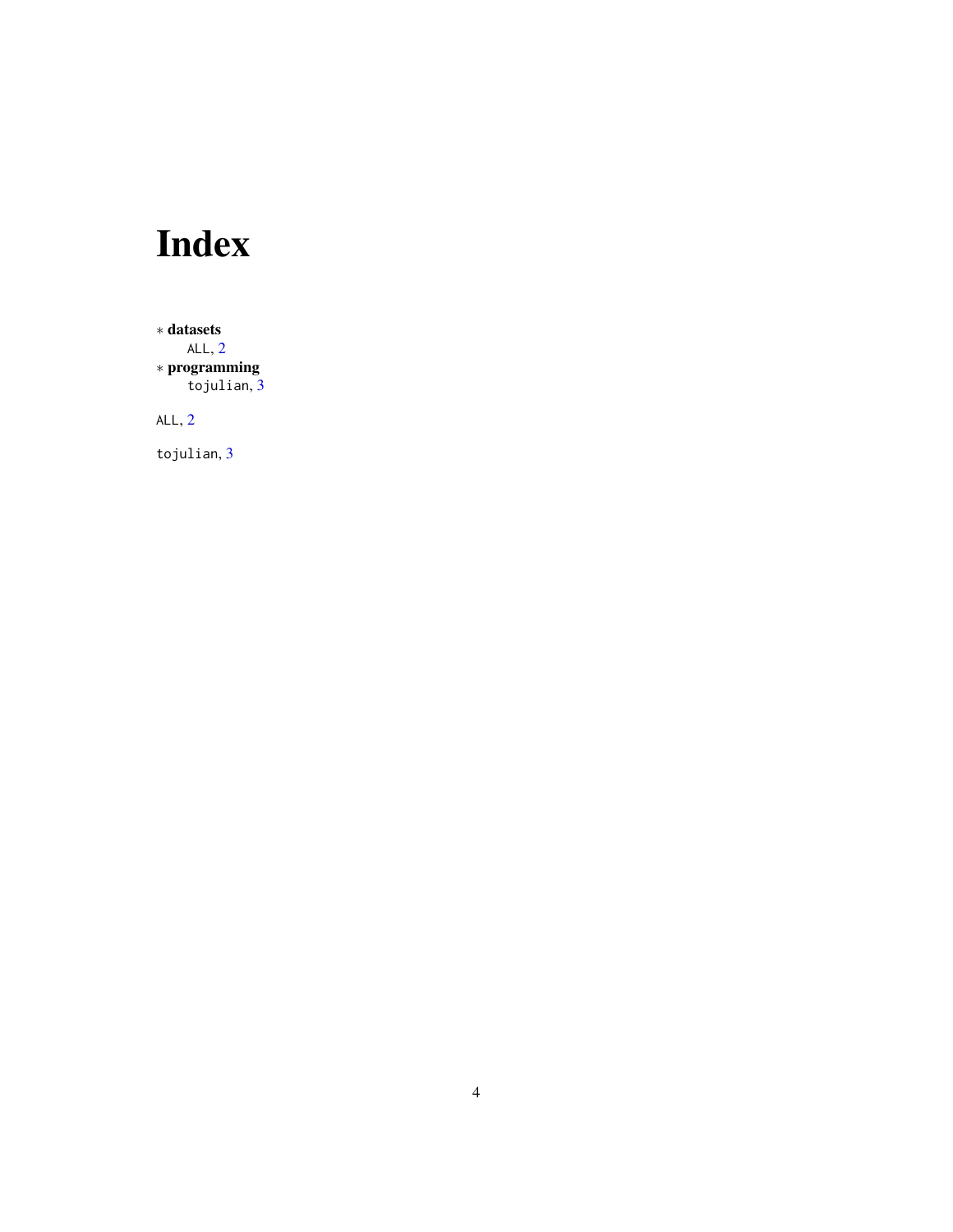# Index

∗ **datasets**
    ALL, 2
∗ **programming**
    tojulian, 3

ALL, 2

tojulian, 3